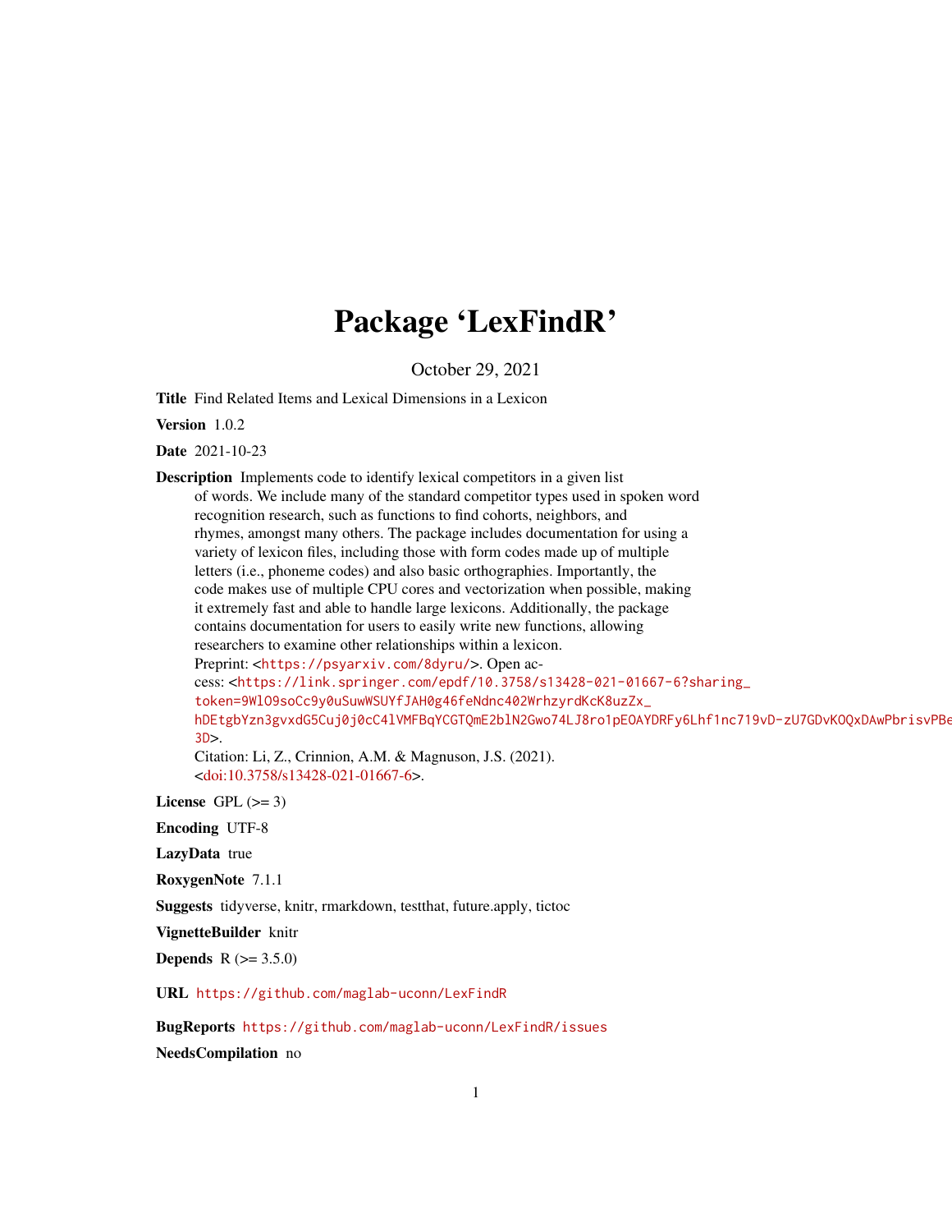# Package 'LexFindR'

October 29, 2021

**Title** Find Related Items and Lexical Dimensions in a Lexicon

**Version** 1.0.2

**Date** 2021-10-23

**Description** Implements code to identify lexical competitors in a given list of words. We include many of the standard competitor types used in spoken word recognition research, such as functions to find cohorts, neighbors, and rhymes, amongst many others. The package includes documentation for using a variety of lexicon files, including those with form codes made up of multiple letters (i.e., phoneme codes) and also basic orthographies. Importantly, the code makes use of multiple CPU cores and vectorization when possible, making it extremely fast and able to handle large lexicons. Additionally, the package contains documentation for users to easily write new functions, allowing researchers to examine other relationships within a lexicon.
Preprint: <https://psyarxiv.com/8dyru/>. Open access: <https://link.springer.com/epdf/10.3758/s13428-021-01667-6?sharing_token=9Wl09soCc9y0uSuwWSUYfJAH0g46feNdnc402WrhzyrdKcK8uzZx_hDEtgbYzn3gvxdG5Cuj0j0cC4lVMFBqYCGTQmE2blN2Gwo74LJ8ro1pEOAYDRFy6Lhf1nc719vD-zU7GDvKOQxDAwPbrisvPBe3D>.
Citation: Li, Z., Crinnion, A.M. & Magnuson, J.S. (2021). <doi:10.3758/s13428-021-01667-6>.

**License** GPL (>= 3)

**Encoding** UTF-8

**LazyData** true

**RoxygenNote** 7.1.1

**Suggests** tidyverse, knitr, rmarkdown, testthat, future.apply, tictoc

**VignetteBuilder** knitr

**Depends** R (>= 3.5.0)

**URL** https://github.com/maglab-uconn/LexFindR

**BugReports** https://github.com/maglab-uconn/LexFindR/issues

**NeedsCompilation** no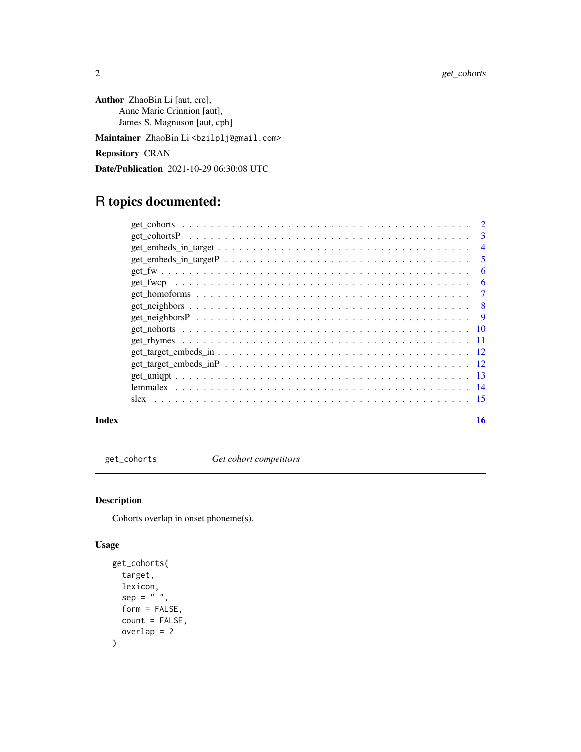**Author** ZhaoBin Li [aut, cre],
Anne Marie Crinnion [aut],
James S. Magnuson [aut, cph]

**Maintainer** ZhaoBin Li <bzilplj@gmail.com>

**Repository** CRAN

**Date/Publication** 2021-10-29 06:30:08 UTC

# R topics documented:

- get_cohorts . . . . . 2
- get_cohortsP . . . . . 3
- get_embeds_in_target . . . . . 4
- get_embeds_in_targetP . . . . . 5
- get_fw . . . . . 6
- get_fwcp . . . . . 6
- get_homoforms . . . . . 7
- get_neighbors . . . . . 8
- get_neighborsP . . . . . 9
- get_nohorts . . . . . 10
- get_rhymes . . . . . 11
- get_target_embeds_in . . . . . 12
- get_target_embeds_inP . . . . . 12
- get_uniqpt . . . . . 13
- lemmalex . . . . . 14
- slex . . . . . 15

**Index** 16

---

## get_cohorts — *Get cohort competitors*

### Description

Cohorts overlap in onset phoneme(s).

### Usage

```
get_cohorts(
  target,
  lexicon,
  sep = " ",
  form = FALSE,
  count = FALSE,
  overlap = 2
)
```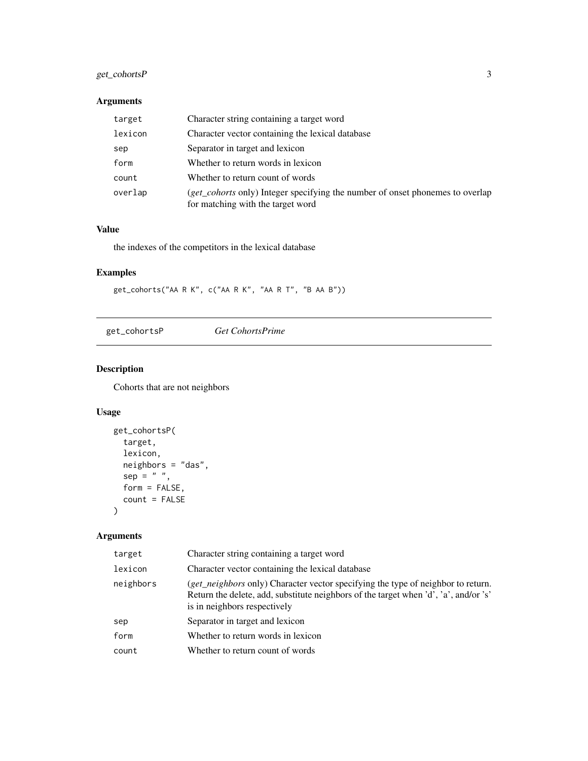### Arguments

| | |
|---|---|
| target | Character string containing a target word |
| lexicon | Character vector containing the lexical database |
| sep | Separator in target and lexicon |
| form | Whether to return words in lexicon |
| count | Whether to return count of words |
| overlap | (*get_cohorts* only) Integer specifying the number of onset phonemes to overlap for matching with the target word |

### Value

the indexes of the competitors in the lexical database

### Examples

```
get_cohorts("AA R K", c("AA R K", "AA R T", "B AA B"))
```

---

## get_cohortsP    *Get CohortsPrime*

### Description

Cohorts that are not neighbors

### Usage

```
get_cohortsP(
  target,
  lexicon,
  neighbors = "das",
  sep = " ",
  form = FALSE,
  count = FALSE
)
```

### Arguments

| | |
|---|---|
| target | Character string containing a target word |
| lexicon | Character vector containing the lexical database |
| neighbors | (*get_neighbors* only) Character vector specifying the type of neighbor to return. Return the delete, add, substitute neighbors of the target when 'd', 'a', and/or 's' is in neighbors respectively |
| sep | Separator in target and lexicon |
| form | Whether to return words in lexicon |
| count | Whether to return count of words |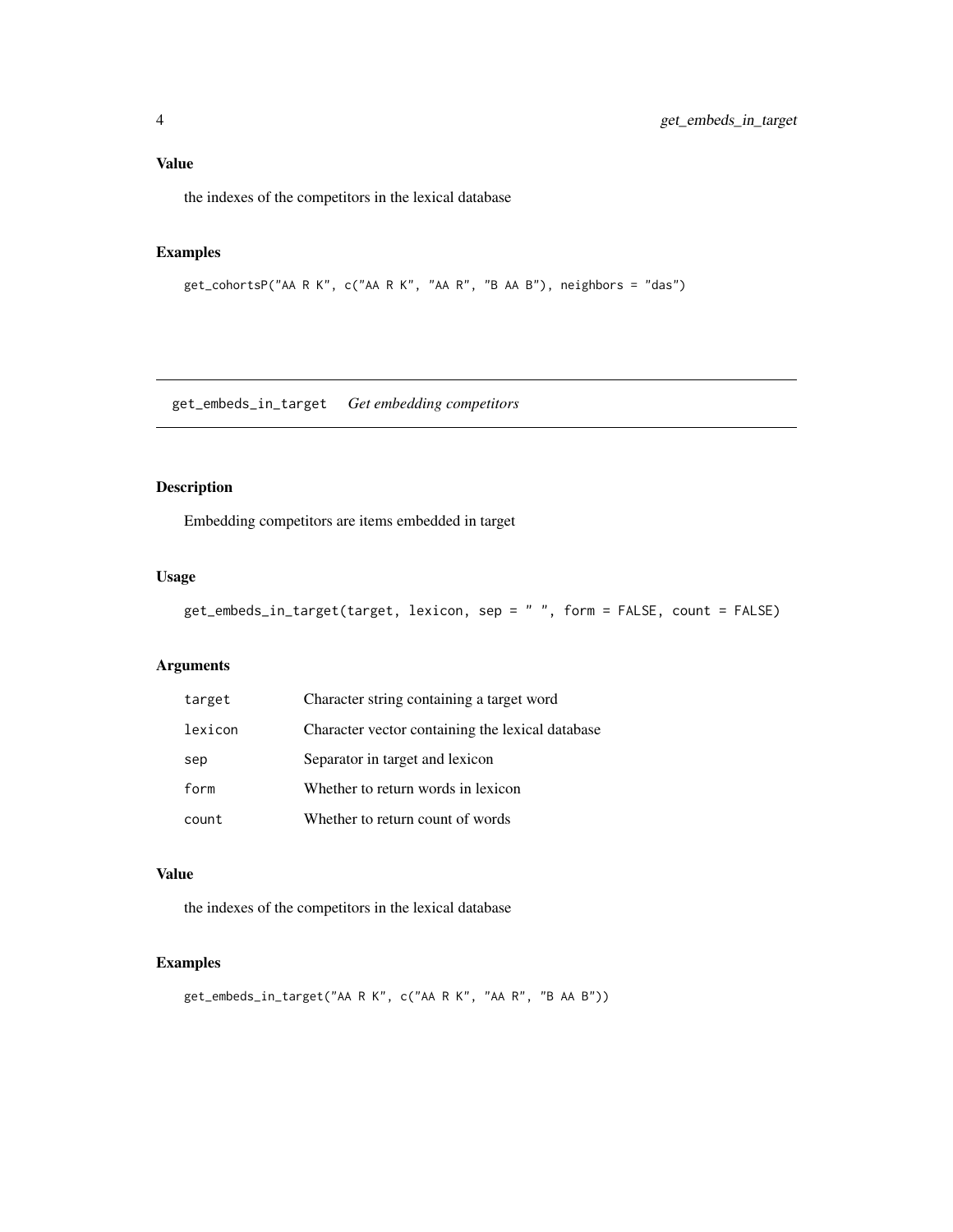## Value

the indexes of the competitors in the lexical database

## Examples

```
get_cohortsP("AA R K", c("AA R K", "AA R", "B AA B"), neighbors = "das")
```

---

# get_embeds_in_target *Get embedding competitors*

## Description

Embedding competitors are items embedded in target

## Usage

```
get_embeds_in_target(target, lexicon, sep = " ", form = FALSE, count = FALSE)
```

## Arguments

| | |
|---|---|
| target | Character string containing a target word |
| lexicon | Character vector containing the lexical database |
| sep | Separator in target and lexicon |
| form | Whether to return words in lexicon |
| count | Whether to return count of words |

## Value

the indexes of the competitors in the lexical database

## Examples

```
get_embeds_in_target("AA R K", c("AA R K", "AA R", "B AA B"))
```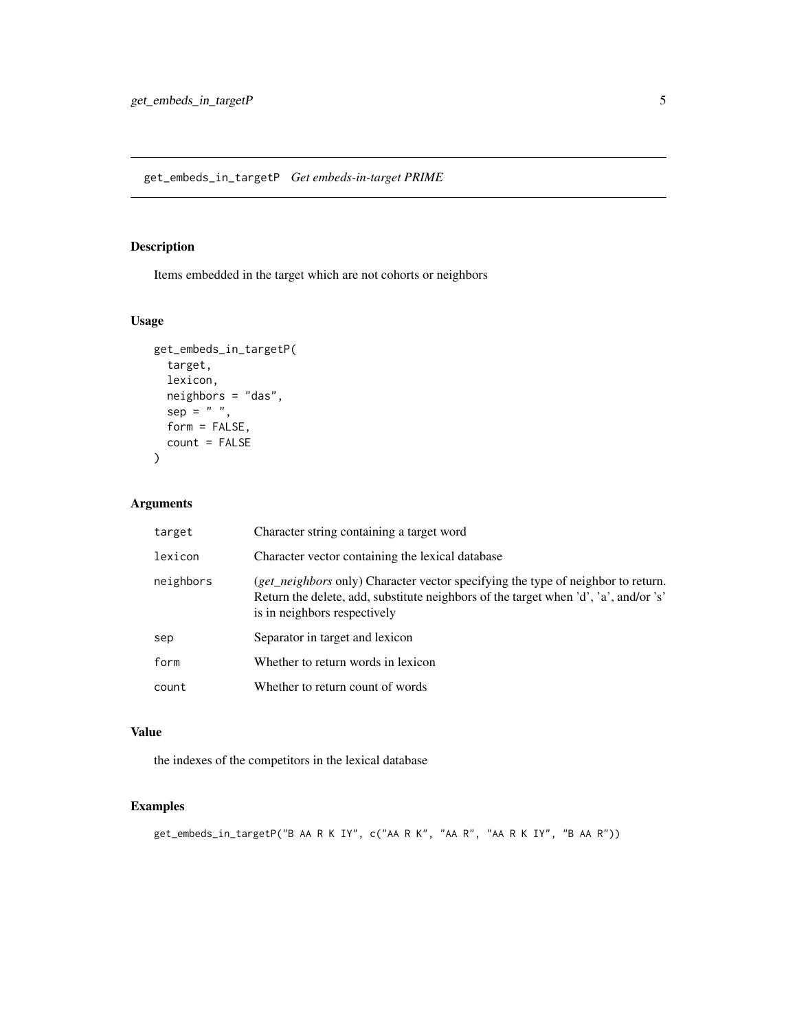get_embeds_in_targetP    *Get embeds-in-target PRIME*

## Description

Items embedded in the target which are not cohorts or neighbors

## Usage

```
get_embeds_in_targetP(
  target,
  lexicon,
  neighbors = "das",
  sep = " ",
  form = FALSE,
  count = FALSE
)
```

## Arguments

| | |
|---|---|
| target | Character string containing a target word |
| lexicon | Character vector containing the lexical database |
| neighbors | (*get_neighbors* only) Character vector specifying the type of neighbor to return. Return the delete, add, substitute neighbors of the target when 'd', 'a', and/or 's' is in neighbors respectively |
| sep | Separator in target and lexicon |
| form | Whether to return words in lexicon |
| count | Whether to return count of words |

## Value

the indexes of the competitors in the lexical database

## Examples

```
get_embeds_in_targetP("B AA R K IY", c("AA R K", "AA R", "AA R K IY", "B AA R"))
```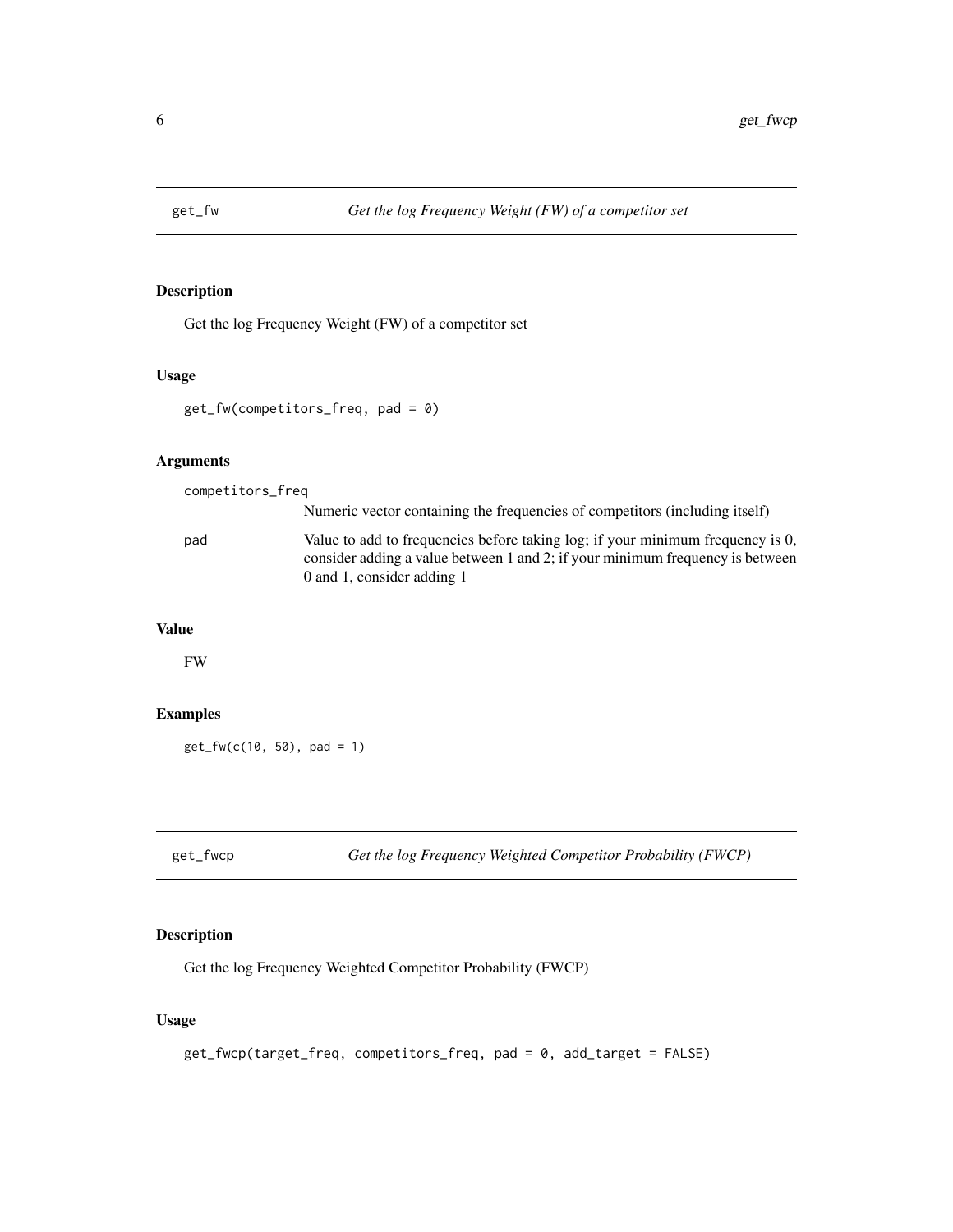## get_fw *Get the log Frequency Weight (FW) of a competitor set*

### Description

Get the log Frequency Weight (FW) of a competitor set

### Usage

```
get_fw(competitors_freq, pad = 0)
```

### Arguments

| | |
|---|---|
| competitors_freq | Numeric vector containing the frequencies of competitors (including itself) |
| pad | Value to add to frequencies before taking log; if your minimum frequency is 0, consider adding a value between 1 and 2; if your minimum frequency is between 0 and 1, consider adding 1 |

### Value

FW

### Examples

```
get_fw(c(10, 50), pad = 1)
```

## get_fwcp *Get the log Frequency Weighted Competitor Probability (FWCP)*

### Description

Get the log Frequency Weighted Competitor Probability (FWCP)

### Usage

```
get_fwcp(target_freq, competitors_freq, pad = 0, add_target = FALSE)
```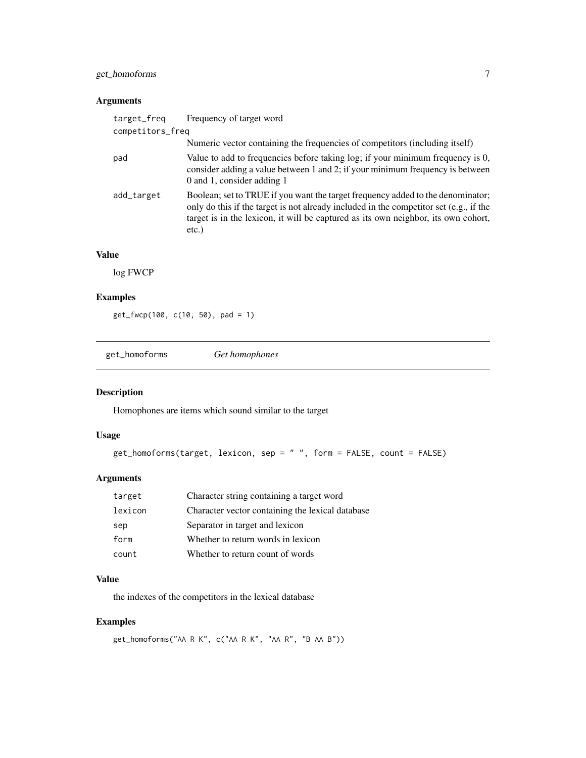### Arguments

| | |
|---|---|
| `target_freq` | Frequency of target word |
| `competitors_freq` | Numeric vector containing the frequencies of competitors (including itself) |
| `pad` | Value to add to frequencies before taking log; if your minimum frequency is 0, consider adding a value between 1 and 2; if your minimum frequency is between 0 and 1, consider adding 1 |
| `add_target` | Boolean; set to TRUE if you want the target frequency added to the denominator; only do this if the target is not already included in the competitor set (e.g., if the target is in the lexicon, it will be captured as its own neighbor, its own cohort, etc.) |

### Value

log FWCP

### Examples

```
get_fwcp(100, c(10, 50), pad = 1)
```

---

## `get_homoforms` *Get homophones*

### Description

Homophones are items which sound similar to the target

### Usage

```
get_homoforms(target, lexicon, sep = " ", form = FALSE, count = FALSE)
```

### Arguments

| | |
|---|---|
| `target` | Character string containing a target word |
| `lexicon` | Character vector containing the lexical database |
| `sep` | Separator in target and lexicon |
| `form` | Whether to return words in lexicon |
| `count` | Whether to return count of words |

### Value

the indexes of the competitors in the lexical database

### Examples

```
get_homoforms("AA R K", c("AA R K", "AA R", "B AA B"))
```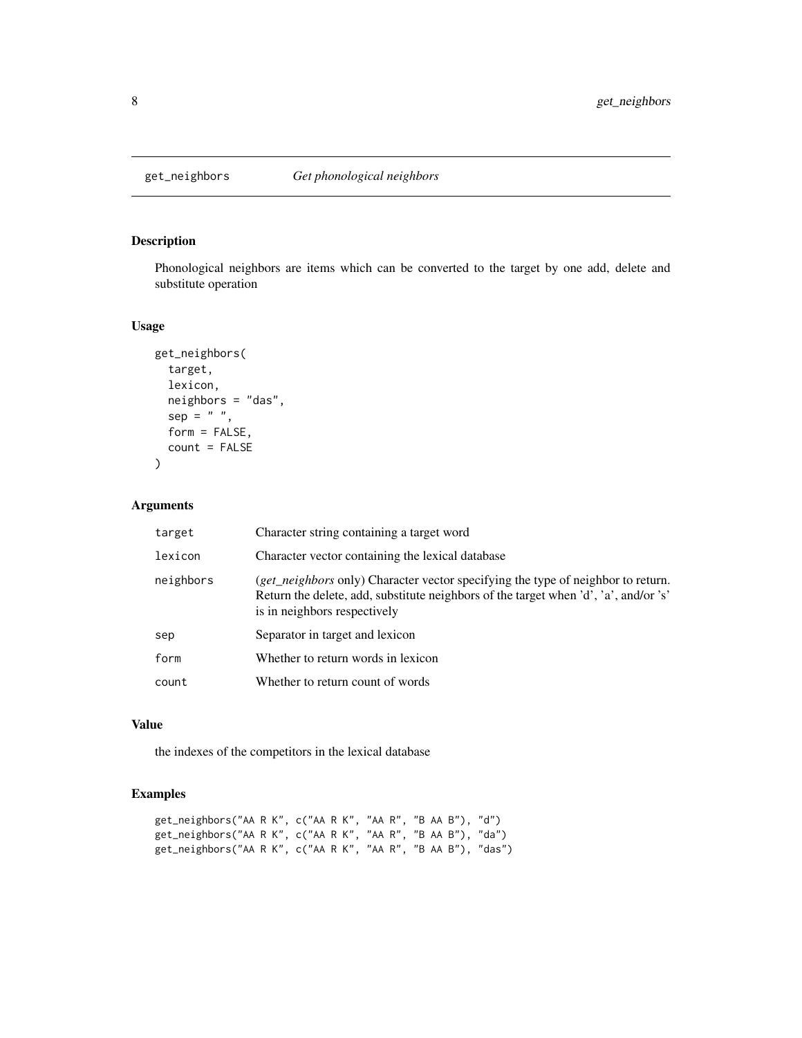## get_neighbors *Get phonological neighbors*

### Description

Phonological neighbors are items which can be converted to the target by one add, delete and substitute operation

### Usage

```
get_neighbors(
  target,
  lexicon,
  neighbors = "das",
  sep = " ",
  form = FALSE,
  count = FALSE
)
```

### Arguments

| | |
|---|---|
| target | Character string containing a target word |
| lexicon | Character vector containing the lexical database |
| neighbors | (*get_neighbors* only) Character vector specifying the type of neighbor to return. Return the delete, add, substitute neighbors of the target when 'd', 'a', and/or 's' is in neighbors respectively |
| sep | Separator in target and lexicon |
| form | Whether to return words in lexicon |
| count | Whether to return count of words |

### Value

the indexes of the competitors in the lexical database

### Examples

```
get_neighbors("AA R K", c("AA R K", "AA R", "B AA B"), "d")
get_neighbors("AA R K", c("AA R K", "AA R", "B AA B"), "da")
get_neighbors("AA R K", c("AA R K", "AA R", "B AA B"), "das")
```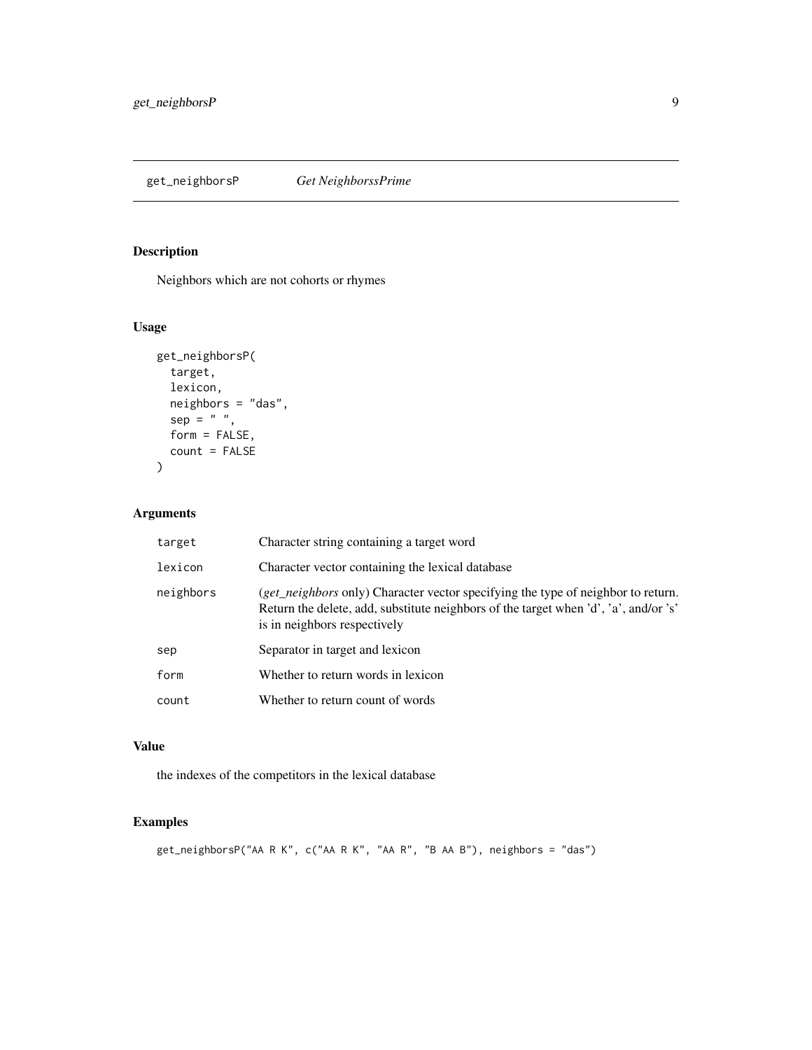# get_neighborsP *Get NeighborssPrime*

## Description

Neighbors which are not cohorts or rhymes

## Usage

```
get_neighborsP(
  target,
  lexicon,
  neighbors = "das",
  sep = " ",
  form = FALSE,
  count = FALSE
)
```

## Arguments

| | |
|---|---|
| target | Character string containing a target word |
| lexicon | Character vector containing the lexical database |
| neighbors | (*get_neighbors* only) Character vector specifying the type of neighbor to return. Return the delete, add, substitute neighbors of the target when 'd', 'a', and/or 's' is in neighbors respectively |
| sep | Separator in target and lexicon |
| form | Whether to return words in lexicon |
| count | Whether to return count of words |

## Value

the indexes of the competitors in the lexical database

## Examples

```
get_neighborsP("AA R K", c("AA R K", "AA R", "B AA B"), neighbors = "das")
```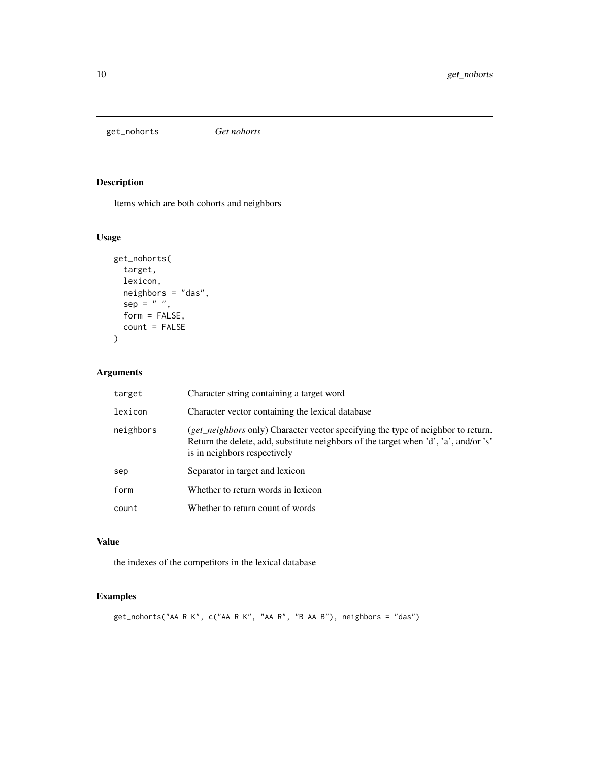# get_nohorts *Get nohorts*

## Description

Items which are both cohorts and neighbors

## Usage

```
get_nohorts(
  target,
  lexicon,
  neighbors = "das",
  sep = " ",
  form = FALSE,
  count = FALSE
)
```

## Arguments

| | |
|---|---|
| target | Character string containing a target word |
| lexicon | Character vector containing the lexical database |
| neighbors | (*get_neighbors* only) Character vector specifying the type of neighbor to return. Return the delete, add, substitute neighbors of the target when 'd', 'a', and/or 's' is in neighbors respectively |
| sep | Separator in target and lexicon |
| form | Whether to return words in lexicon |
| count | Whether to return count of words |

## Value

the indexes of the competitors in the lexical database

## Examples

```
get_nohorts("AA R K", c("AA R K", "AA R", "B AA B"), neighbors = "das")
```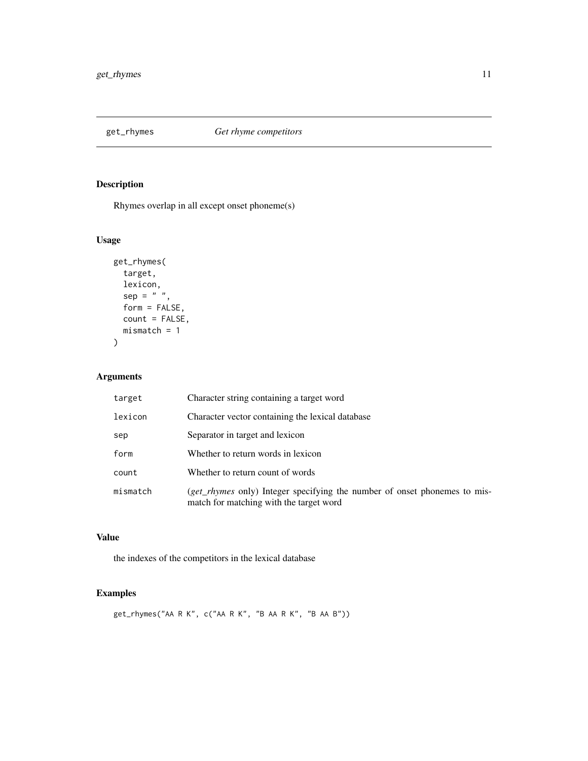## get_rhymes *Get rhyme competitors*

### Description

Rhymes overlap in all except onset phoneme(s)

### Usage

```
get_rhymes(
  target,
  lexicon,
  sep = " ",
  form = FALSE,
  count = FALSE,
  mismatch = 1
)
```

### Arguments

| | |
|---|---|
| target | Character string containing a target word |
| lexicon | Character vector containing the lexical database |
| sep | Separator in target and lexicon |
| form | Whether to return words in lexicon |
| count | Whether to return count of words |
| mismatch | (*get_rhymes* only) Integer specifying the number of onset phonemes to mismatch for matching with the target word |

### Value

the indexes of the competitors in the lexical database

### Examples

```
get_rhymes("AA R K", c("AA R K", "B AA R K", "B AA B"))
```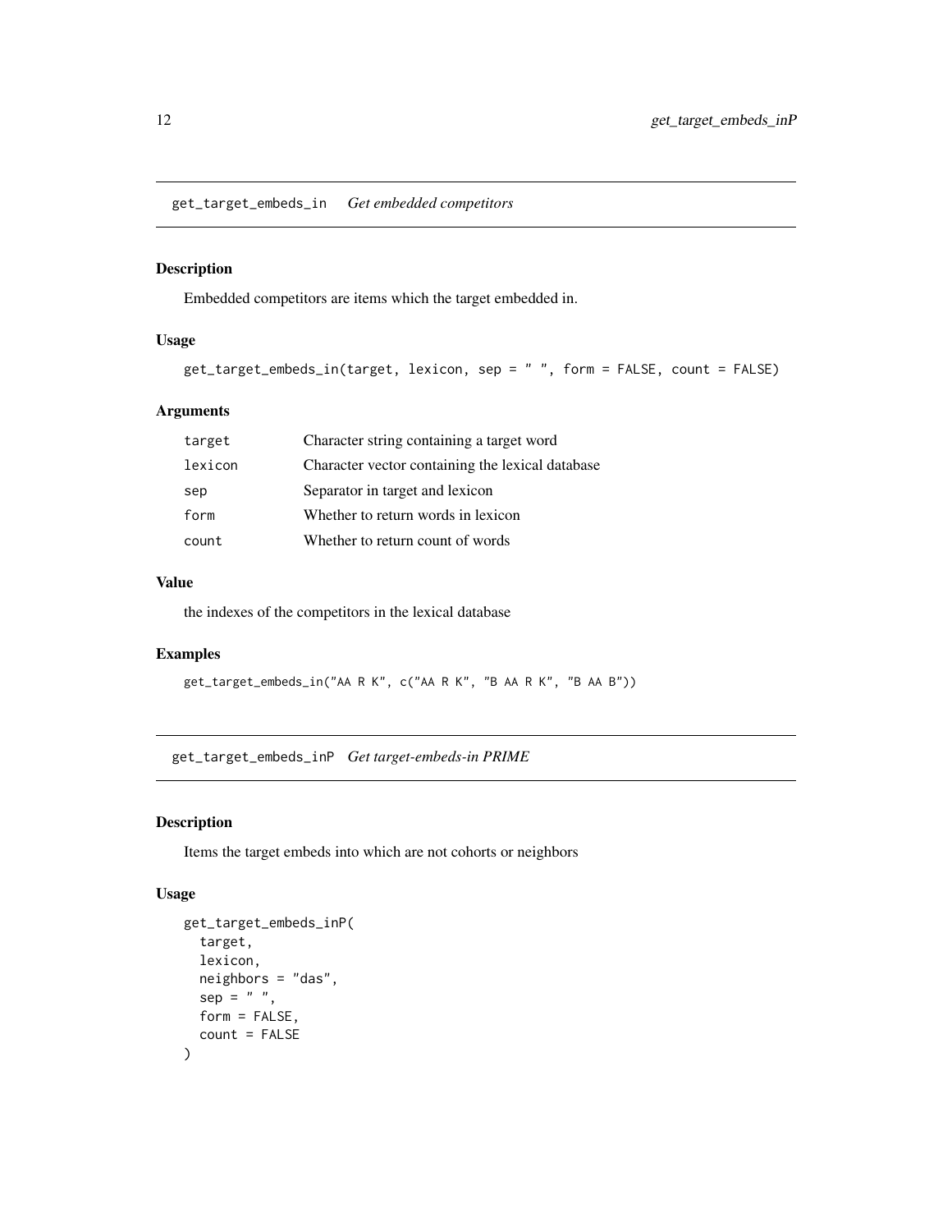## get_target_embeds_in *Get embedded competitors*

### Description

Embedded competitors are items which the target embedded in.

### Usage

```
get_target_embeds_in(target, lexicon, sep = " ", form = FALSE, count = FALSE)
```

### Arguments

| | |
|---|---|
| target | Character string containing a target word |
| lexicon | Character vector containing the lexical database |
| sep | Separator in target and lexicon |
| form | Whether to return words in lexicon |
| count | Whether to return count of words |

### Value

the indexes of the competitors in the lexical database

### Examples

```
get_target_embeds_in("AA R K", c("AA R K", "B AA R K", "B AA B"))
```

## get_target_embeds_inP *Get target-embeds-in PRIME*

### Description

Items the target embeds into which are not cohorts or neighbors

### Usage

```
get_target_embeds_inP(
  target,
  lexicon,
  neighbors = "das",
  sep = " ",
  form = FALSE,
  count = FALSE
)
```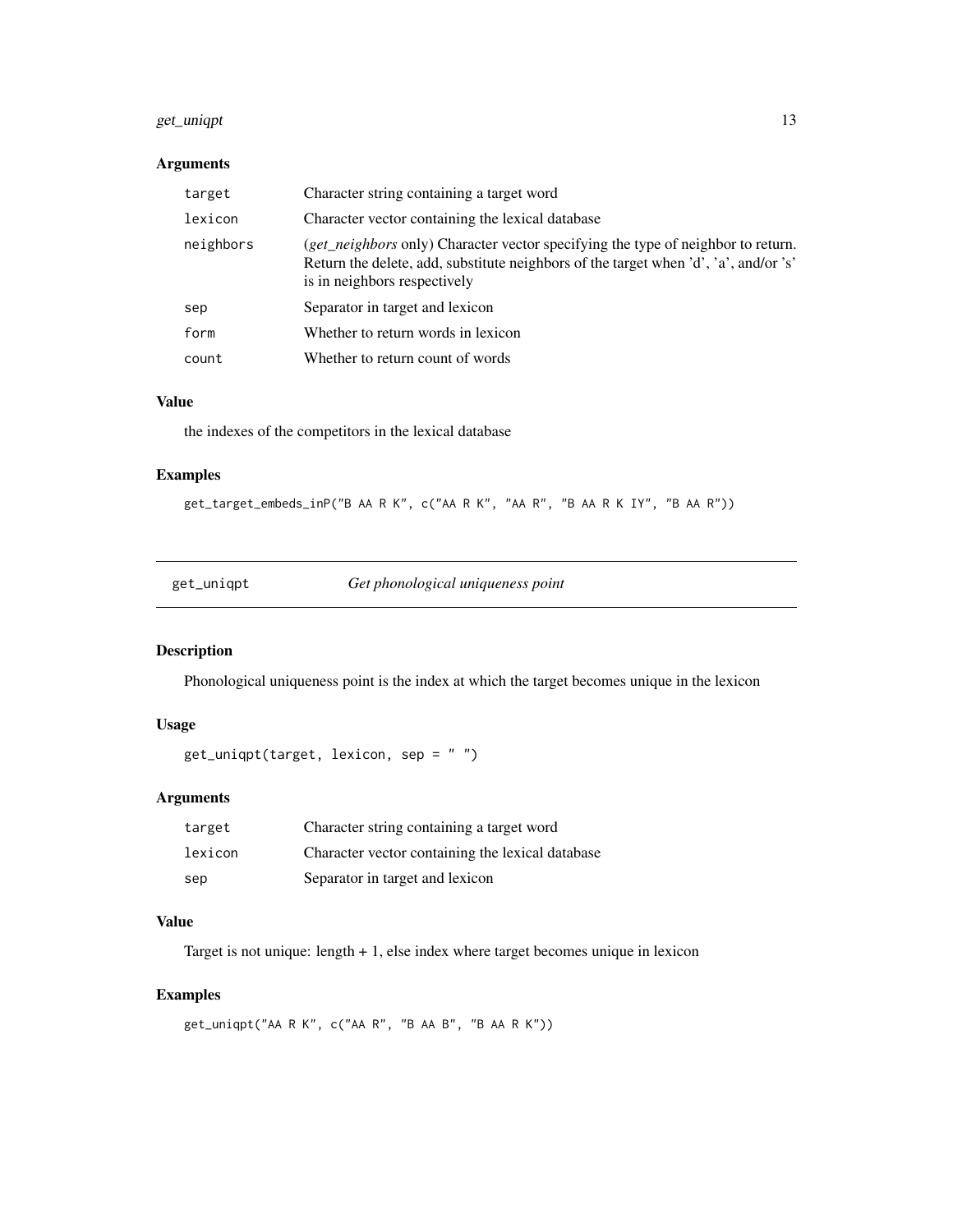### Arguments

| | |
|---|---|
| target | Character string containing a target word |
| lexicon | Character vector containing the lexical database |
| neighbors | (*get_neighbors* only) Character vector specifying the type of neighbor to return. Return the delete, add, substitute neighbors of the target when 'd', 'a', and/or 's' is in neighbors respectively |
| sep | Separator in target and lexicon |
| form | Whether to return words in lexicon |
| count | Whether to return count of words |

### Value

the indexes of the competitors in the lexical database

### Examples

```
get_target_embeds_inP("B AA R K", c("AA R K", "AA R", "B AA R K IY", "B AA R"))
```

---

## get_uniqpt — *Get phonological uniqueness point*

### Description

Phonological uniqueness point is the index at which the target becomes unique in the lexicon

### Usage

```
get_uniqpt(target, lexicon, sep = " ")
```

### Arguments

| | |
|---|---|
| target | Character string containing a target word |
| lexicon | Character vector containing the lexical database |
| sep | Separator in target and lexicon |

### Value

Target is not unique: length + 1, else index where target becomes unique in lexicon

### Examples

```
get_uniqpt("AA R K", c("AA R", "B AA B", "B AA R K"))
```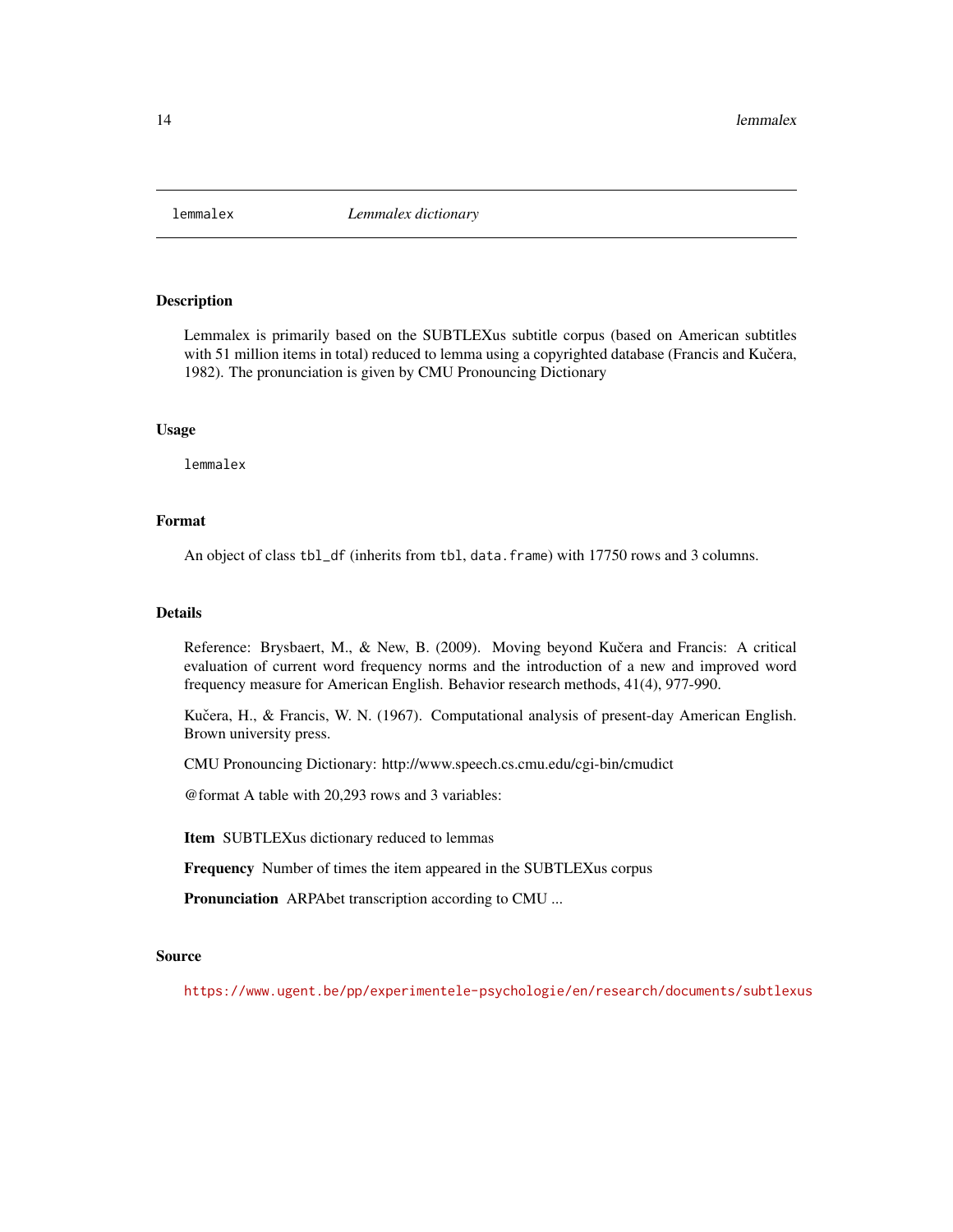## lemmalex — *Lemmalex dictionary*

### Description

Lemmalex is primarily based on the SUBTLEXus subtitle corpus (based on American subtitles with 51 million items in total) reduced to lemma using a copyrighted database (Francis and Kučera, 1982). The pronunciation is given by CMU Pronouncing Dictionary

### Usage

```
lemmalex
```

### Format

An object of class `tbl_df` (inherits from `tbl`, `data.frame`) with 17750 rows and 3 columns.

### Details

Reference: Brysbaert, M., & New, B. (2009). Moving beyond Kučera and Francis: A critical evaluation of current word frequency norms and the introduction of a new and improved word frequency measure for American English. Behavior research methods, 41(4), 977-990.

Kučera, H., & Francis, W. N. (1967). Computational analysis of present-day American English. Brown university press.

CMU Pronouncing Dictionary: http://www.speech.cs.cmu.edu/cgi-bin/cmudict

@format A table with 20,293 rows and 3 variables:

**Item** SUBTLEXus dictionary reduced to lemmas

**Frequency** Number of times the item appeared in the SUBTLEXus corpus

**Pronunciation** ARPAbet transcription according to CMU ...

### Source

https://www.ugent.be/pp/experimentele-psychologie/en/research/documents/subtlexus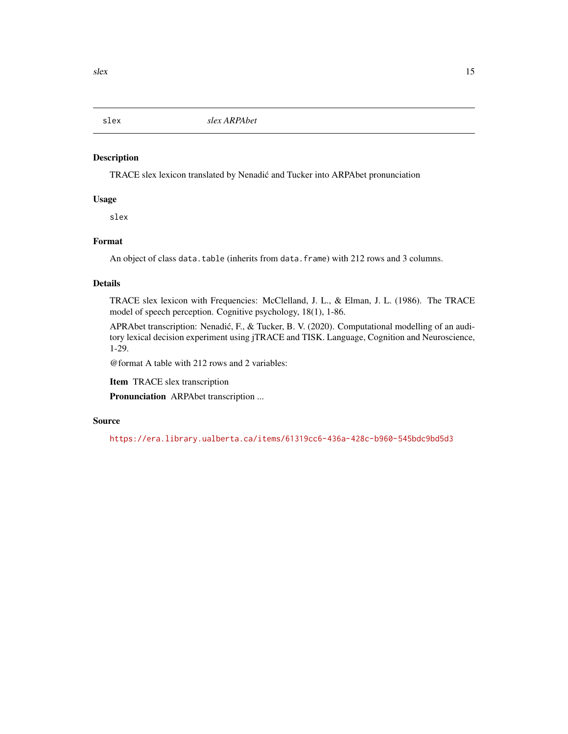`slex` *slex ARPAbet*

## Description

TRACE slex lexicon translated by Nenadić and Tucker into ARPAbet pronunciation

## Usage

```
slex
```

## Format

An object of class `data.table` (inherits from `data.frame`) with 212 rows and 3 columns.

## Details

TRACE slex lexicon with Frequencies: McClelland, J. L., & Elman, J. L. (1986). The TRACE model of speech perception. Cognitive psychology, 18(1), 1-86.

APRAbet transcription: Nenadić, F., & Tucker, B. V. (2020). Computational modelling of an auditory lexical decision experiment using jTRACE and TISK. Language, Cognition and Neuroscience, 1-29.

@format A table with 212 rows and 2 variables:

**Item** TRACE slex transcription

**Pronunciation** ARPAbet transcription ...

## Source

https://era.library.ualberta.ca/items/61319cc6-436a-428c-b960-545bdc9bd5d3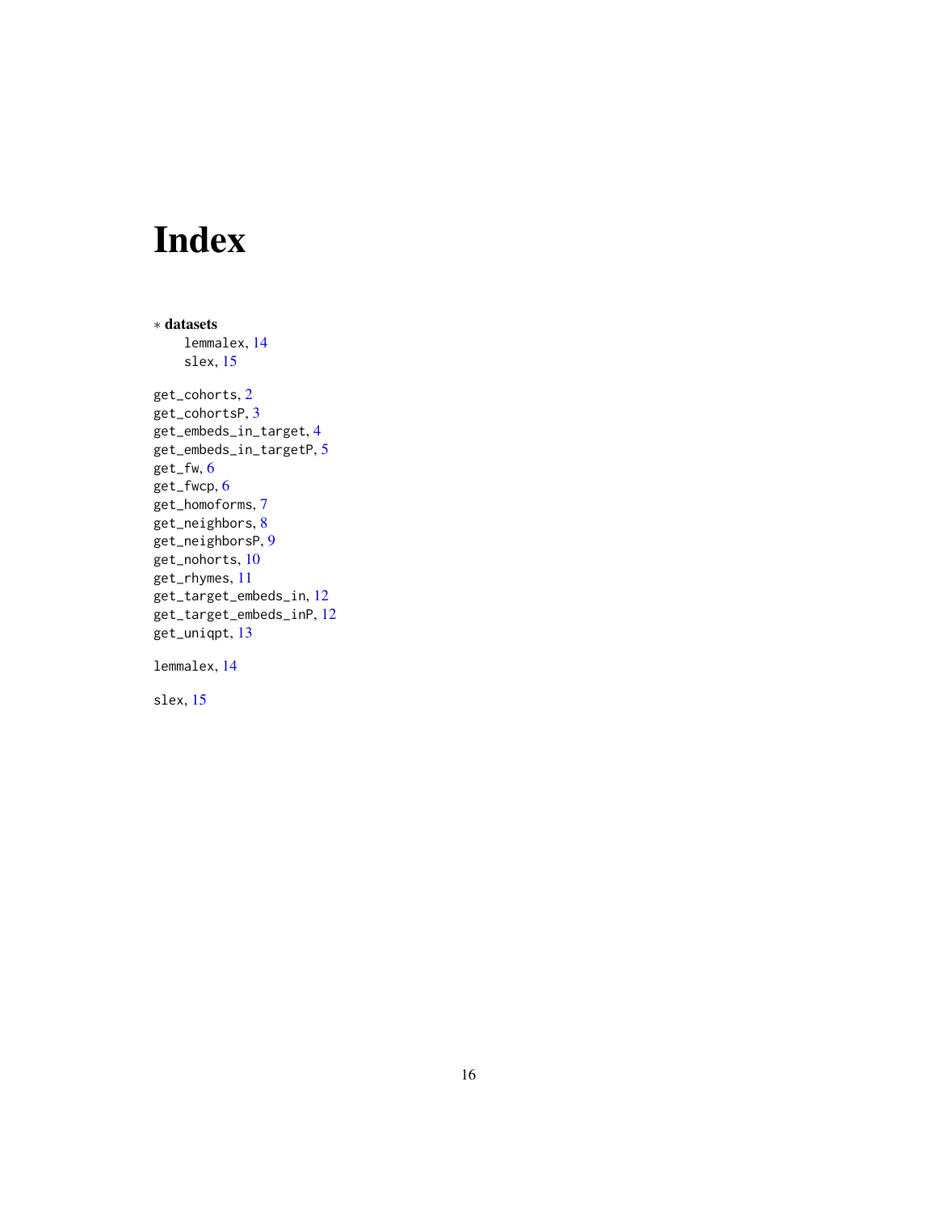# Index

∗ **datasets**

lemmalex, 14
slex, 15

get_cohorts, 2
get_cohortsP, 3
get_embeds_in_target, 4
get_embeds_in_targetP, 5
get_fw, 6
get_fwcp, 6
get_homoforms, 7
get_neighbors, 8
get_neighborsP, 9
get_nohorts, 10
get_rhymes, 11
get_target_embeds_in, 12
get_target_embeds_inP, 12
get_uniqpt, 13

lemmalex, 14

slex, 15